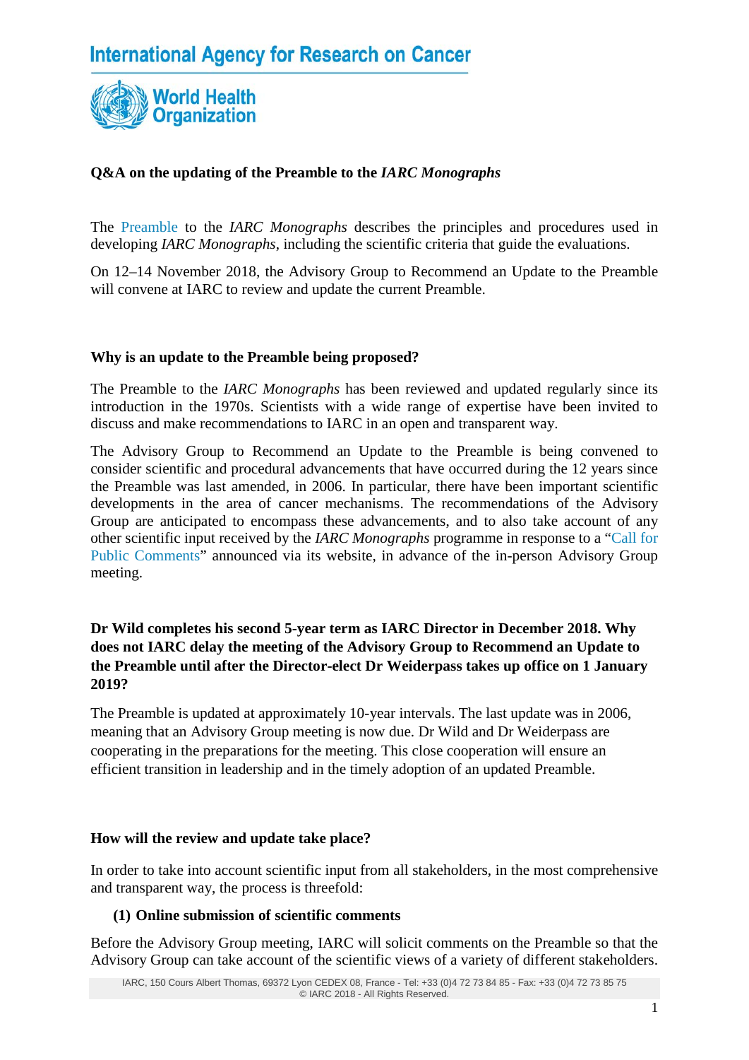# Q&A on the updating of the Preamble to the *IARC Monographs*

The Preamble to the *IARC Monographs* describes the principles and procedures used in developing *IARC Monographs*, including the scientific criteria that guide the evaluations.

On 12–14 November 2018, the Advisory Group to Recommend an Update to the Preamble will convene at IARC to review and update the current Preamble.

## Why is an update to the Preamble being proposed?

The Preamble to the *IARC Monographs* has been reviewed and updated regularly since its introduction in the 1970s. Scientists with a wide range of expertise have been invited to discuss and make recommendations to IARC in an open and transparent way.

The Advisory Group to Recommend an Update to the Preamble is being convened to consider scientific and procedural advancements that have occurred during the 12 years since the Preamble was last amended, in 2006. In particular, there have been important scientific developments in the area of cancer mechanisms. The recommendations of the Advisory Group are anticipated to encompass these advancements, and to also take account of any other scientific input received by the *IARC Monographs* programme in response to a "Call for Public Comments" announced via its website, in advance of the in-person Advisory Group meeting.

## Dr Wild completes his second 5-year term as IARC Director in December 2018. Why does not IARC delay the meeting of the Advisory Group to Recommend an Update to the Preamble until after the Director-elect Dr Weiderpass takes up office on 1 January 2019?

The Preamble is updated at approximately 10-year intervals. The last update was in 2006, meaning that an Advisory Group meeting is now due. Dr Wild and Dr Weiderpass are cooperating in the preparations for the meeting. This close cooperation will ensure an efficient transition in leadership and in the timely adoption of an updated Preamble.

## How will the review and update take place?

In order to take into account scientific input from all stakeholders, in the most comprehensive and transparent way, the process is threefold:

### (1) Online submission of scientific comments

Before the Advisory Group meeting, IARC will solicit comments on the Preamble so that the Advisory Group can take account of the scientific views of a variety of different stakeholders.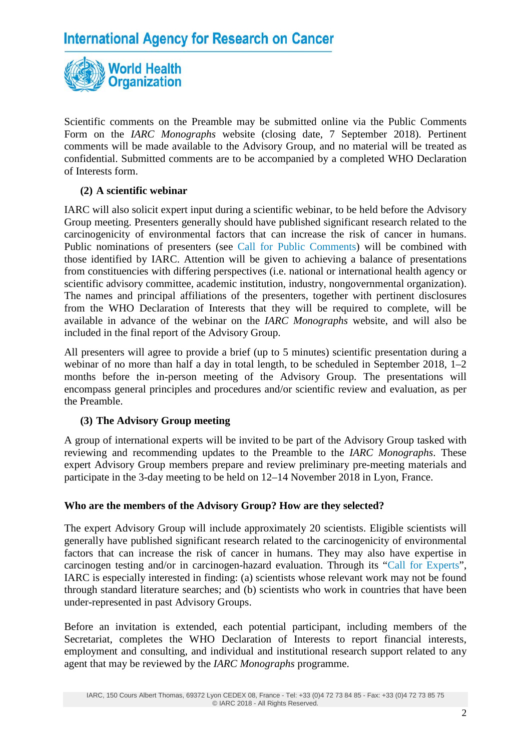Scientific comments on the Preamble may be submitted online via the Public Comments Form on the *IARC Monographs* website (closing date, 7 September 2018). Pertinent comments will be made available to the Advisory Group, and no material will be treated as confidential. Submitted comments are to be accompanied by a completed WHO Declaration of Interests form.

**(2) A scientific webinar**

IARC will also solicit expert input during a scientific webinar, to be held before the Advisory Group meeting. Presenters generally should have published significant research related to the carcinogenicity of environmental factors that can increase the risk of cancer in humans. Public nominations of presenters (see Call for Public Comments) will be combined with those identified by IARC. Attention will be given to achieving a balance of presentations from constituencies with differing perspectives (i.e. national or international health agency or scientific advisory committee, academic institution, industry, nongovernmental organization). The names and principal affiliations of the presenters, together with pertinent disclosures from the WHO Declaration of Interests that they will be required to complete, will be available in advance of the webinar on the *IARC Monographs* website, and will also be included in the final report of the Advisory Group.

All presenters will agree to provide a brief (up to 5 minutes) scientific presentation during a webinar of no more than half a day in total length, to be scheduled in September 2018, 1–2 months before the in-person meeting of the Advisory Group. The presentations will encompass general principles and procedures and/or scientific review and evaluation, as per the Preamble.

**(3) The Advisory Group meeting**

A group of international experts will be invited to be part of the Advisory Group tasked with reviewing and recommending updates to the Preamble to the *IARC Monographs*. These expert Advisory Group members prepare and review preliminary pre-meeting materials and participate in the 3-day meeting to be held on 12–14 November 2018 in Lyon, France.

**Who are the members of the Advisory Group? How are they selected?**

The expert Advisory Group will include approximately 20 scientists. Eligible scientists will generally have published significant research related to the carcinogenicity of environmental factors that can increase the risk of cancer in humans. They may also have expertise in carcinogen testing and/or in carcinogen-hazard evaluation. Through its "Call for Experts", IARC is especially interested in finding: (a) scientists whose relevant work may not be found through standard literature searches; and (b) scientists who work in countries that have been under-represented in past Advisory Groups.

Before an invitation is extended, each potential participant, including members of the Secretariat, completes the WHO Declaration of Interests to report financial interests, employment and consulting, and individual and institutional research support related to any agent that may be reviewed by the *IARC Monographs* programme.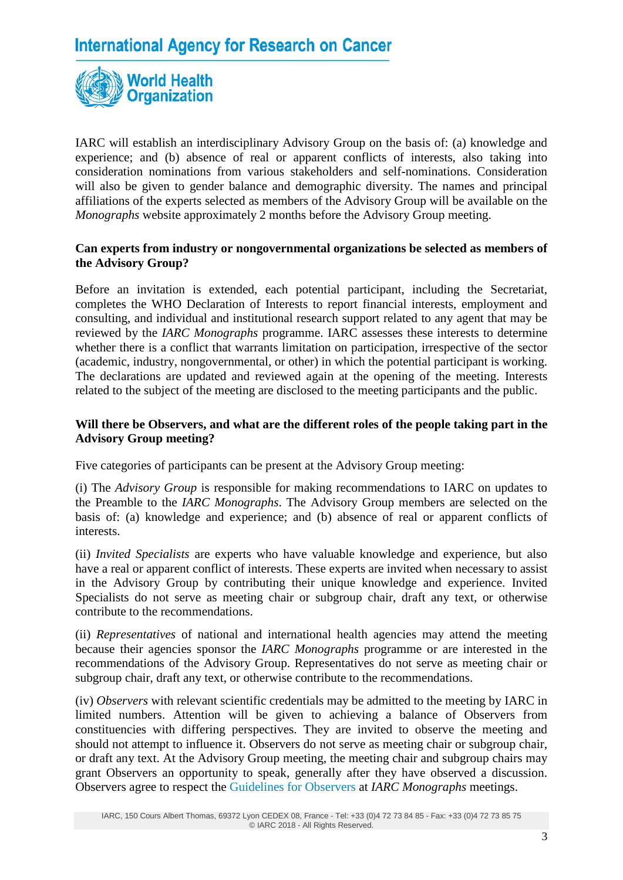IARC will establish an interdisciplinary Advisory Group on the basis of: (a) knowledge and experience; and (b) absence of real or apparent conflicts of interests, also taking into consideration nominations from various stakeholders and self-nominations. Consideration will also be given to gender balance and demographic diversity. The names and principal affiliations of the experts selected as members of the Advisory Group will be available on the *Monographs* website approximately 2 months before the Advisory Group meeting.

**Can experts from industry or nongovernmental organizations be selected as members of the Advisory Group?**

Before an invitation is extended, each potential participant, including the Secretariat, completes the WHO Declaration of Interests to report financial interests, employment and consulting, and individual and institutional research support related to any agent that may be reviewed by the *IARC Monographs* programme. IARC assesses these interests to determine whether there is a conflict that warrants limitation on participation, irrespective of the sector (academic, industry, nongovernmental, or other) in which the potential participant is working. The declarations are updated and reviewed again at the opening of the meeting. Interests related to the subject of the meeting are disclosed to the meeting participants and the public.

**Will there be Observers, and what are the different roles of the people taking part in the Advisory Group meeting?**

Five categories of participants can be present at the Advisory Group meeting:

(i) The *Advisory Group* is responsible for making recommendations to IARC on updates to the Preamble to the *IARC Monographs*. The Advisory Group members are selected on the basis of: (a) knowledge and experience; and (b) absence of real or apparent conflicts of interests.

(ii) *Invited Specialists* are experts who have valuable knowledge and experience, but also have a real or apparent conflict of interests. These experts are invited when necessary to assist in the Advisory Group by contributing their unique knowledge and experience. Invited Specialists do not serve as meeting chair or subgroup chair, draft any text, or otherwise contribute to the recommendations.

(ii) *Representatives* of national and international health agencies may attend the meeting because their agencies sponsor the *IARC Monographs* programme or are interested in the recommendations of the Advisory Group. Representatives do not serve as meeting chair or subgroup chair, draft any text, or otherwise contribute to the recommendations.

(iv) *Observers* with relevant scientific credentials may be admitted to the meeting by IARC in limited numbers. Attention will be given to achieving a balance of Observers from constituencies with differing perspectives. They are invited to observe the meeting and should not attempt to influence it. Observers do not serve as meeting chair or subgroup chair, or draft any text. At the Advisory Group meeting, the meeting chair and subgroup chairs may grant Observers an opportunity to speak, generally after they have observed a discussion. Observers agree to respect the Guidelines for Observers at *IARC Monographs* meetings.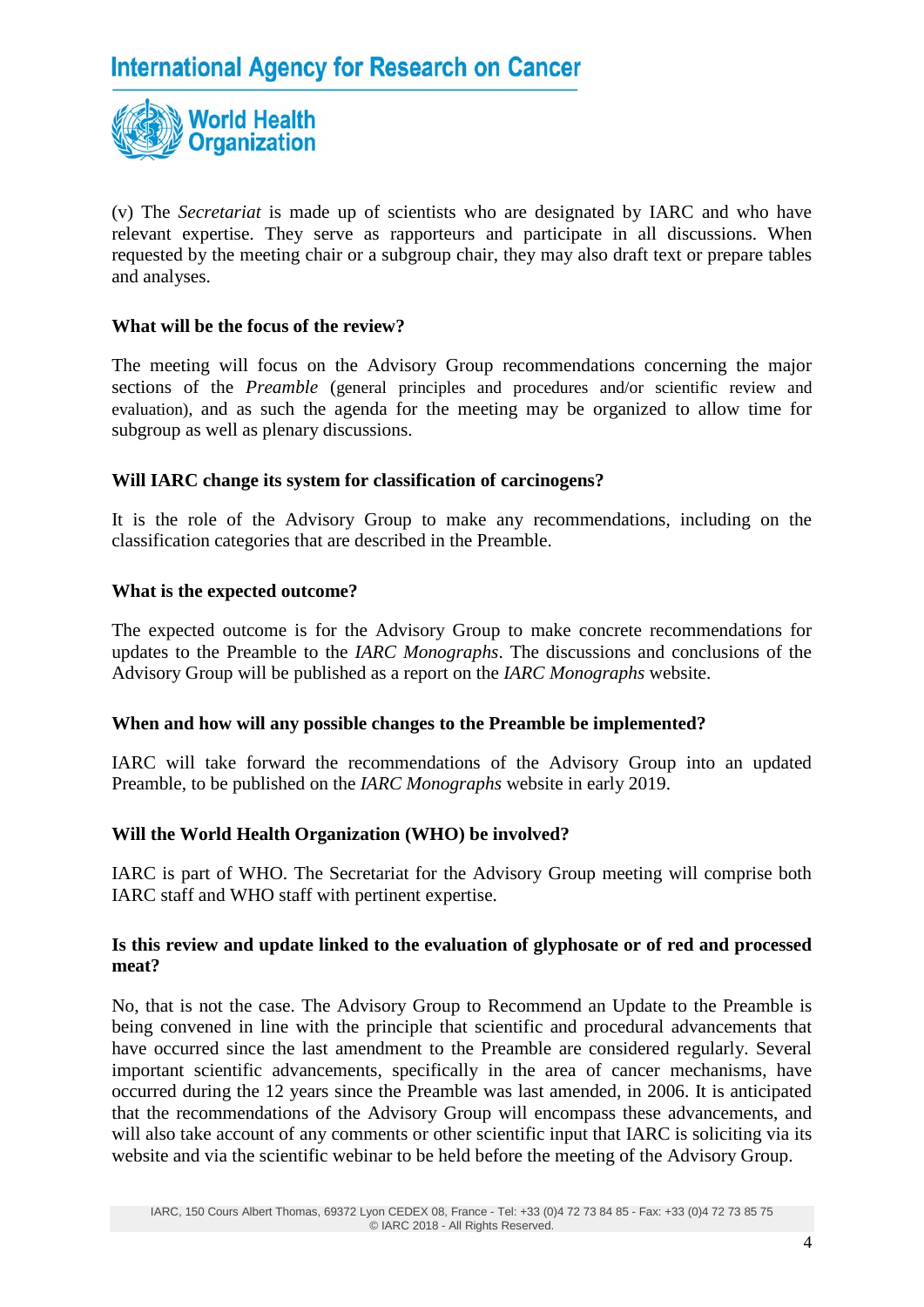(v) The *Secretariat* is made up of scientists who are designated by IARC and who have relevant expertise. They serve as rapporteurs and participate in all discussions. When requested by the meeting chair or a subgroup chair, they may also draft text or prepare tables and analyses.

**What will be the focus of the review?**

The meeting will focus on the Advisory Group recommendations concerning the major sections of the *Preamble* (general principles and procedures and/or scientific review and evaluation), and as such the agenda for the meeting may be organized to allow time for subgroup as well as plenary discussions.

**Will IARC change its system for classification of carcinogens?**

It is the role of the Advisory Group to make any recommendations, including on the classification categories that are described in the Preamble.

**What is the expected outcome?**

The expected outcome is for the Advisory Group to make concrete recommendations for updates to the Preamble to the *IARC Monographs*. The discussions and conclusions of the Advisory Group will be published as a report on the *IARC Monographs* website.

**When and how will any possible changes to the Preamble be implemented?**

IARC will take forward the recommendations of the Advisory Group into an updated Preamble, to be published on the *IARC Monographs* website in early 2019.

**Will the World Health Organization (WHO) be involved?**

IARC is part of WHO. The Secretariat for the Advisory Group meeting will comprise both IARC staff and WHO staff with pertinent expertise.

**Is this review and update linked to the evaluation of glyphosate or of red and processed meat?**

No, that is not the case. The Advisory Group to Recommend an Update to the Preamble is being convened in line with the principle that scientific and procedural advancements that have occurred since the last amendment to the Preamble are considered regularly. Several important scientific advancements, specifically in the area of cancer mechanisms, have occurred during the 12 years since the Preamble was last amended, in 2006. It is anticipated that the recommendations of the Advisory Group will encompass these advancements, and will also take account of any comments or other scientific input that IARC is soliciting via its website and via the scientific webinar to be held before the meeting of the Advisory Group.